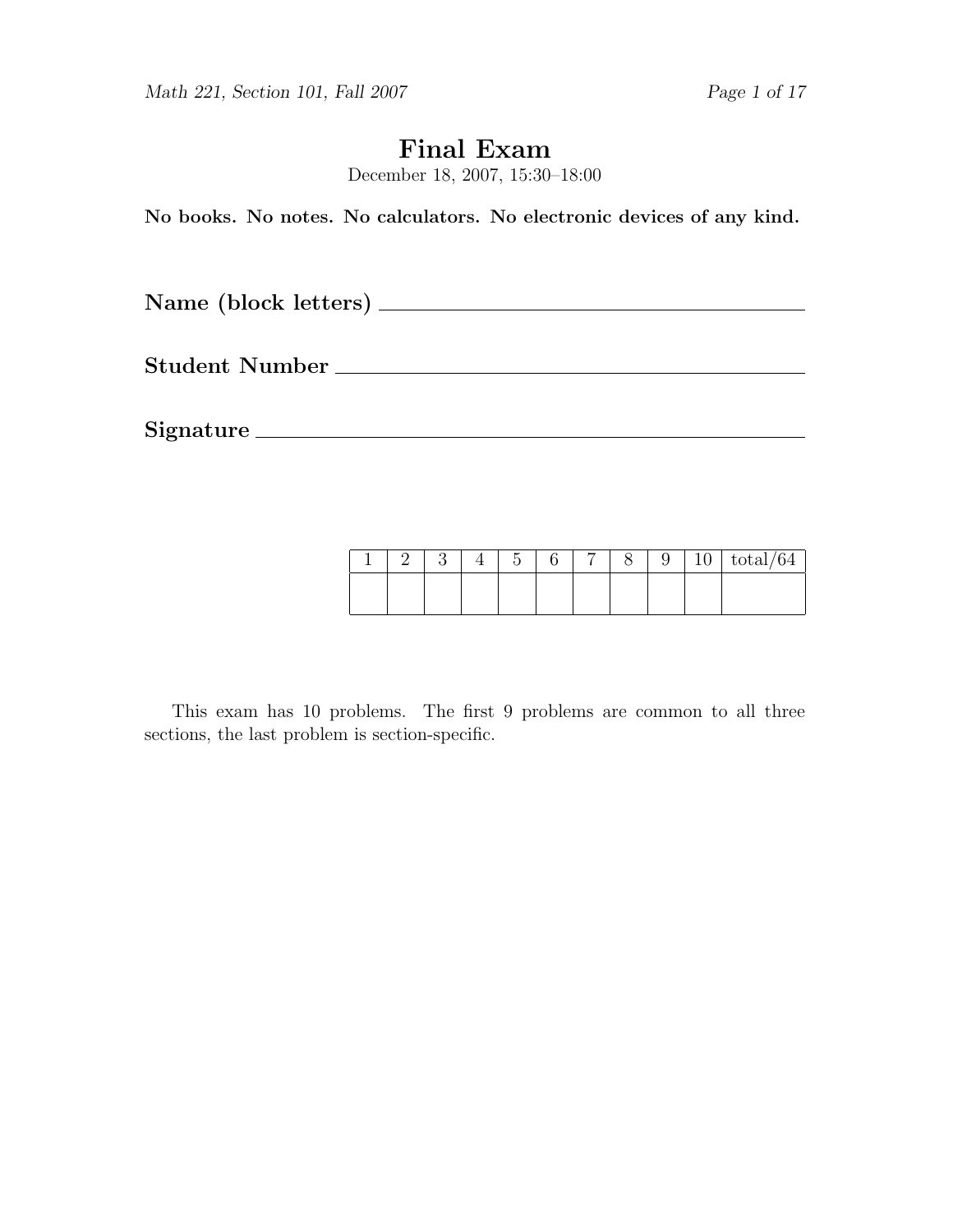# Final Exam

December 18, 2007, 15:30–18:00

**No books. No notes. No calculators. No electronic devices of any kind.**

**Name (block letters)** ______________________________

**Student Number** ______________________________

**Signature** ______________________________

| 1 | 2 | 3 | 4 | 5 | 6 | 7 | 8 | 9 | 10 | total/64 |
|---|---|---|---|---|---|---|---|---|---|---|
| | | | | | | | | | | |

This exam has 10 problems. The first 9 problems are common to all three sections, the last problem is section-specific.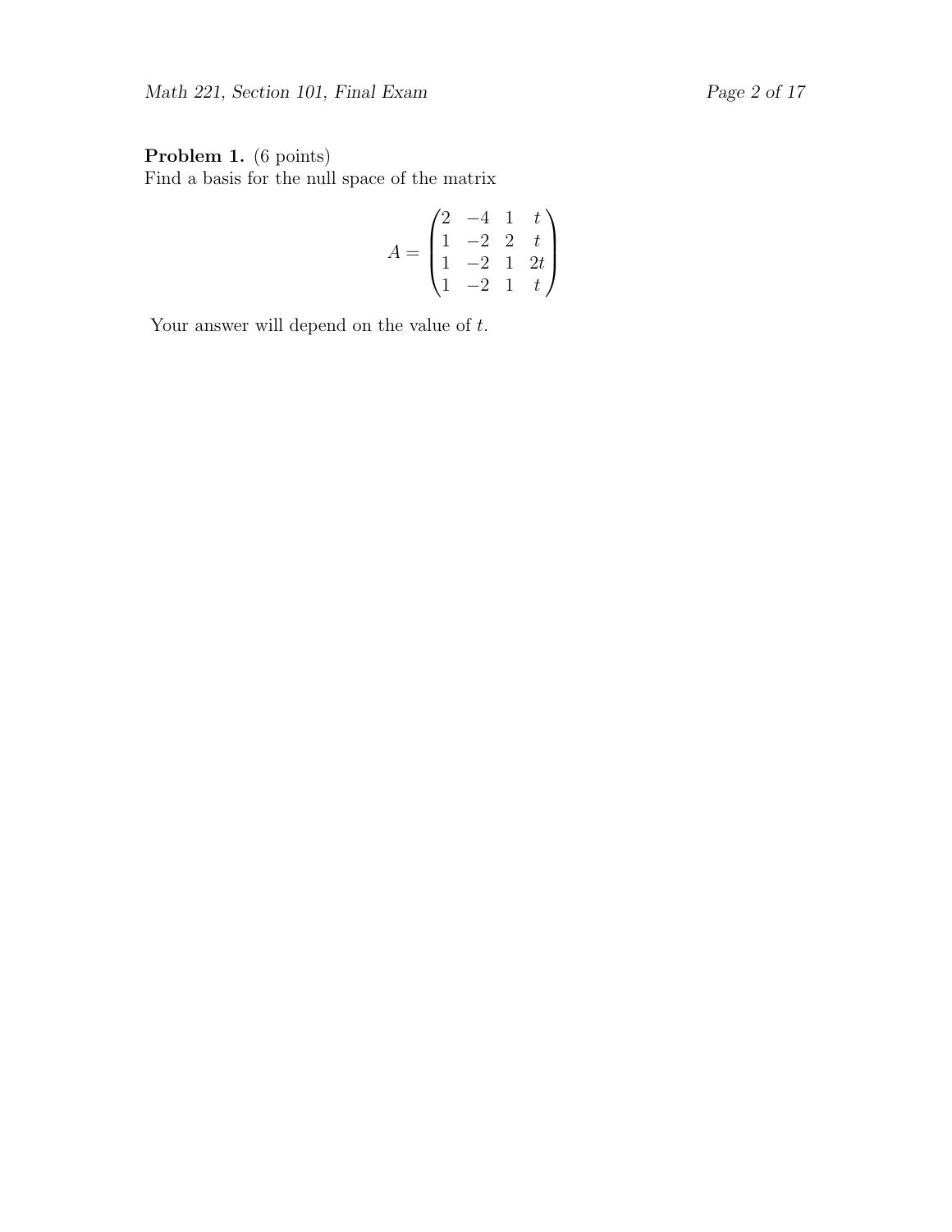**Problem 1.** (6 points)
Find a basis for the null space of the matrix

$$A = \begin{pmatrix} 2 & -4 & 1 & t \\ 1 & -2 & 2 & t \\ 1 & -2 & 1 & 2t \\ 1 & -2 & 1 & t \end{pmatrix}$$

Your answer will depend on the value of $t$.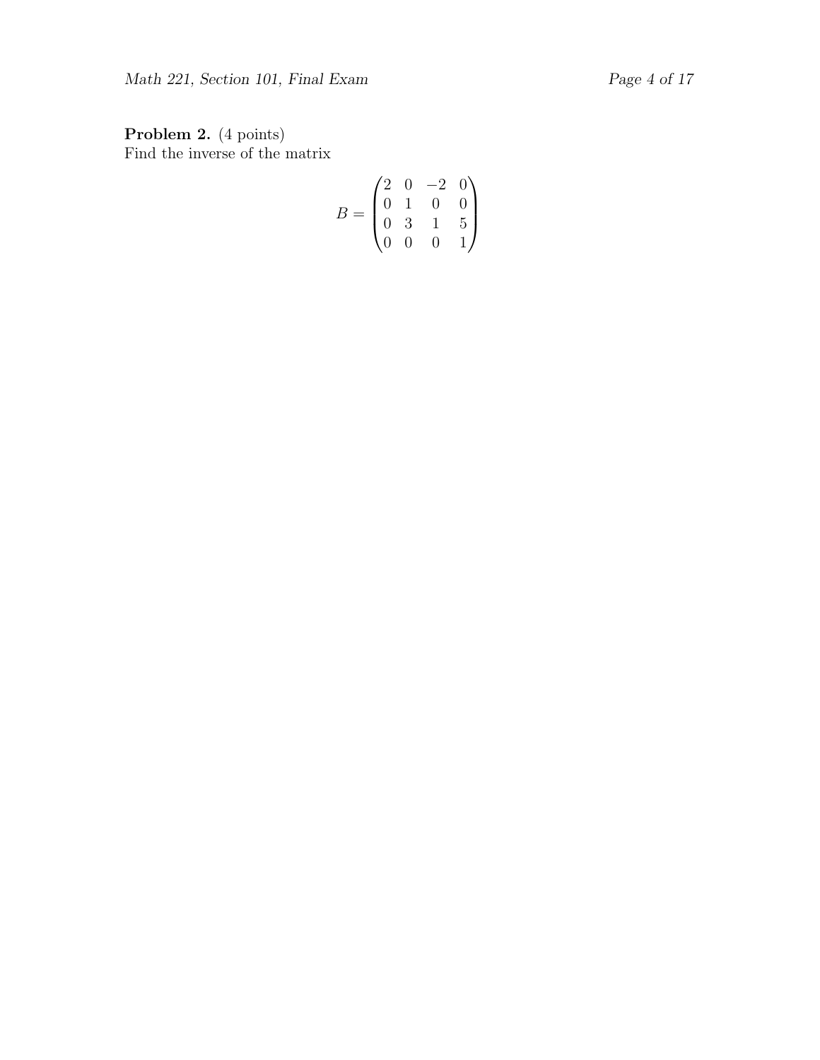**Problem 2.** (4 points)
Find the inverse of the matrix

$$B = \begin{pmatrix} 2 & 0 & -2 & 0 \\ 0 & 1 & 0 & 0 \\ 0 & 3 & 1 & 5 \\ 0 & 0 & 0 & 1 \end{pmatrix}$$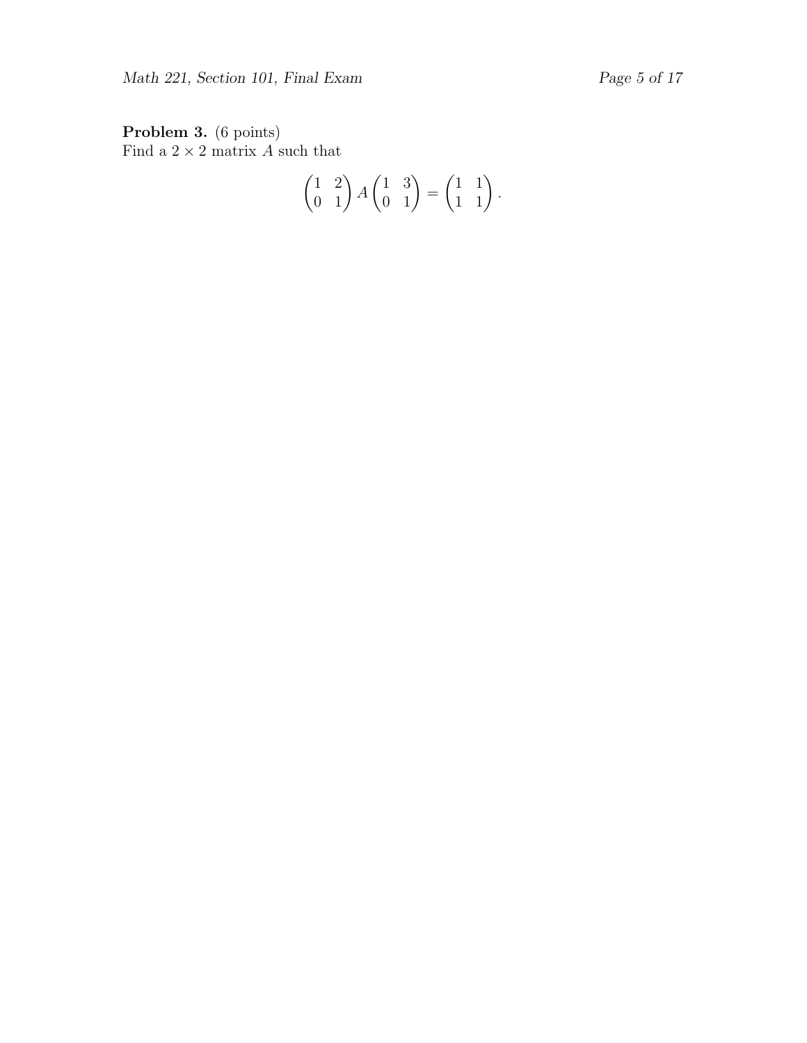**Problem 3.** (6 points)
Find a $2 \times 2$ matrix $A$ such that

$$\begin{pmatrix} 1 & 2 \\ 0 & 1 \end{pmatrix} A \begin{pmatrix} 1 & 3 \\ 0 & 1 \end{pmatrix} = \begin{pmatrix} 1 & 1 \\ 1 & 1 \end{pmatrix}.$$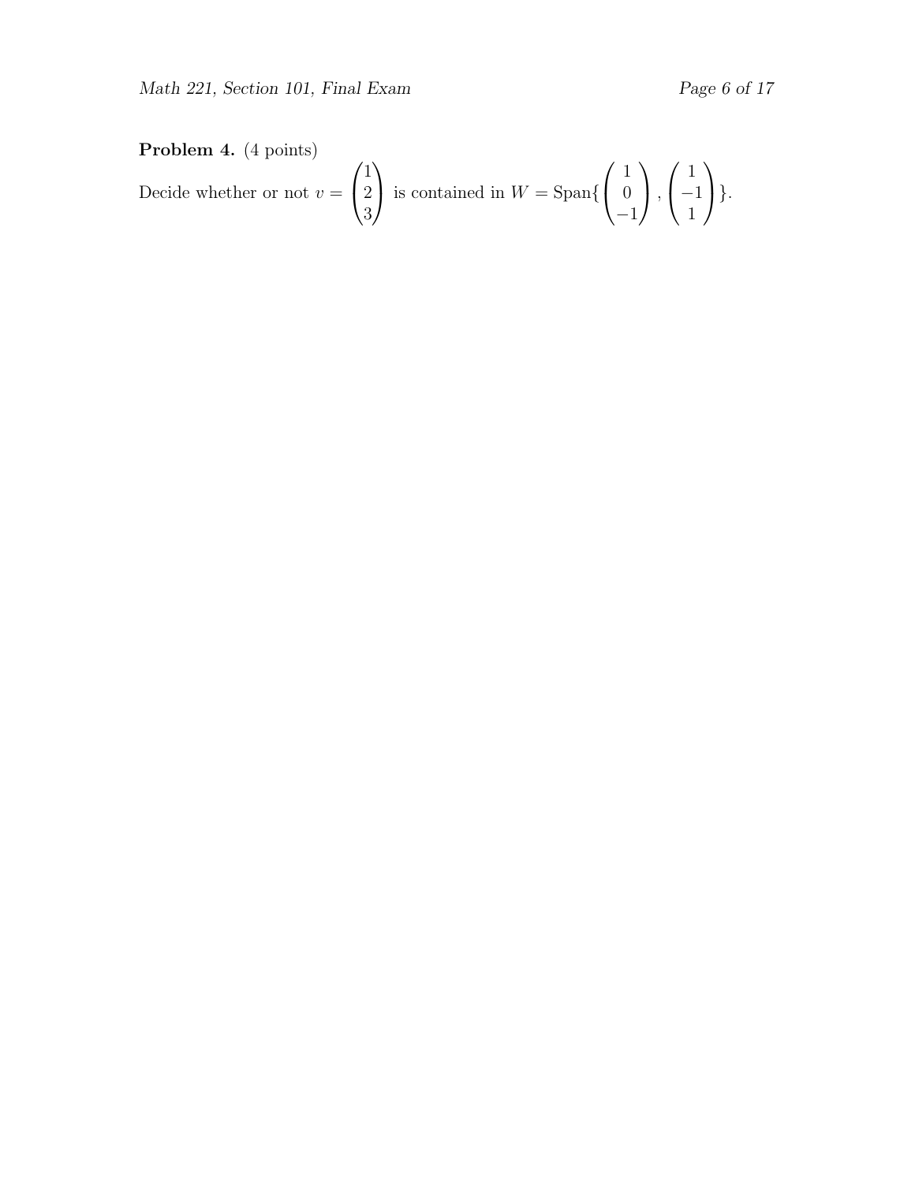**Problem 4.** (4 points)

Decide whether or not $v = \begin{pmatrix} 1 \\ 2 \\ 3 \end{pmatrix}$ is contained in $W = \text{Span}\{\begin{pmatrix} 1 \\ 0 \\ -1 \end{pmatrix}, \begin{pmatrix} 1 \\ -1 \\ 1 \end{pmatrix}\}$.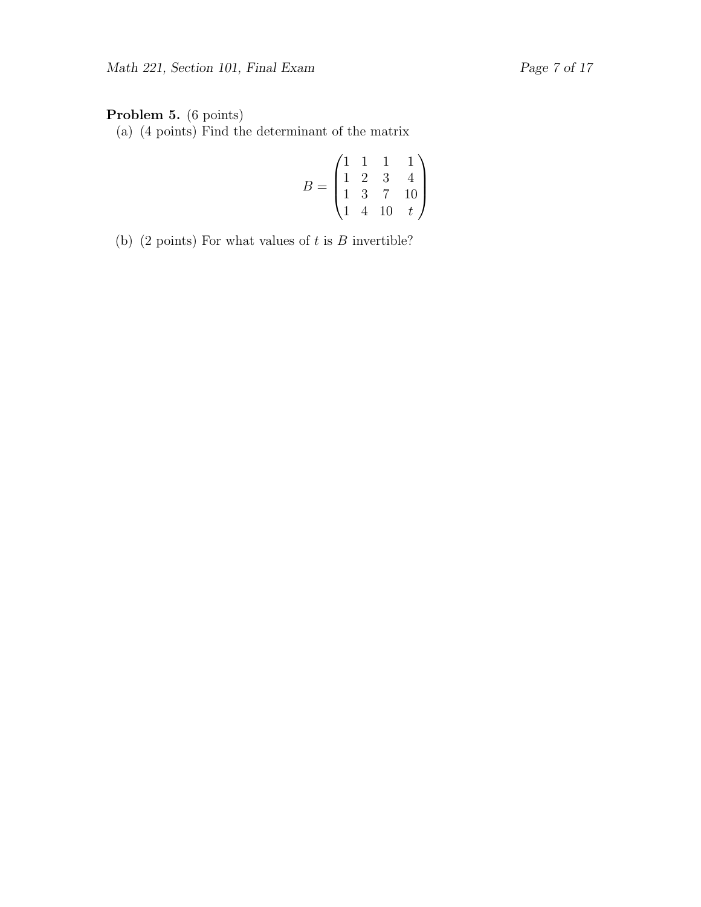**Problem 5.** (6 points)

(a) (4 points) Find the determinant of the matrix

$$B = \begin{pmatrix} 1 & 1 & 1 & 1 \\ 1 & 2 & 3 & 4 \\ 1 & 3 & 7 & 10 \\ 1 & 4 & 10 & t \end{pmatrix}$$

(b) (2 points) For what values of $t$ is $B$ invertible?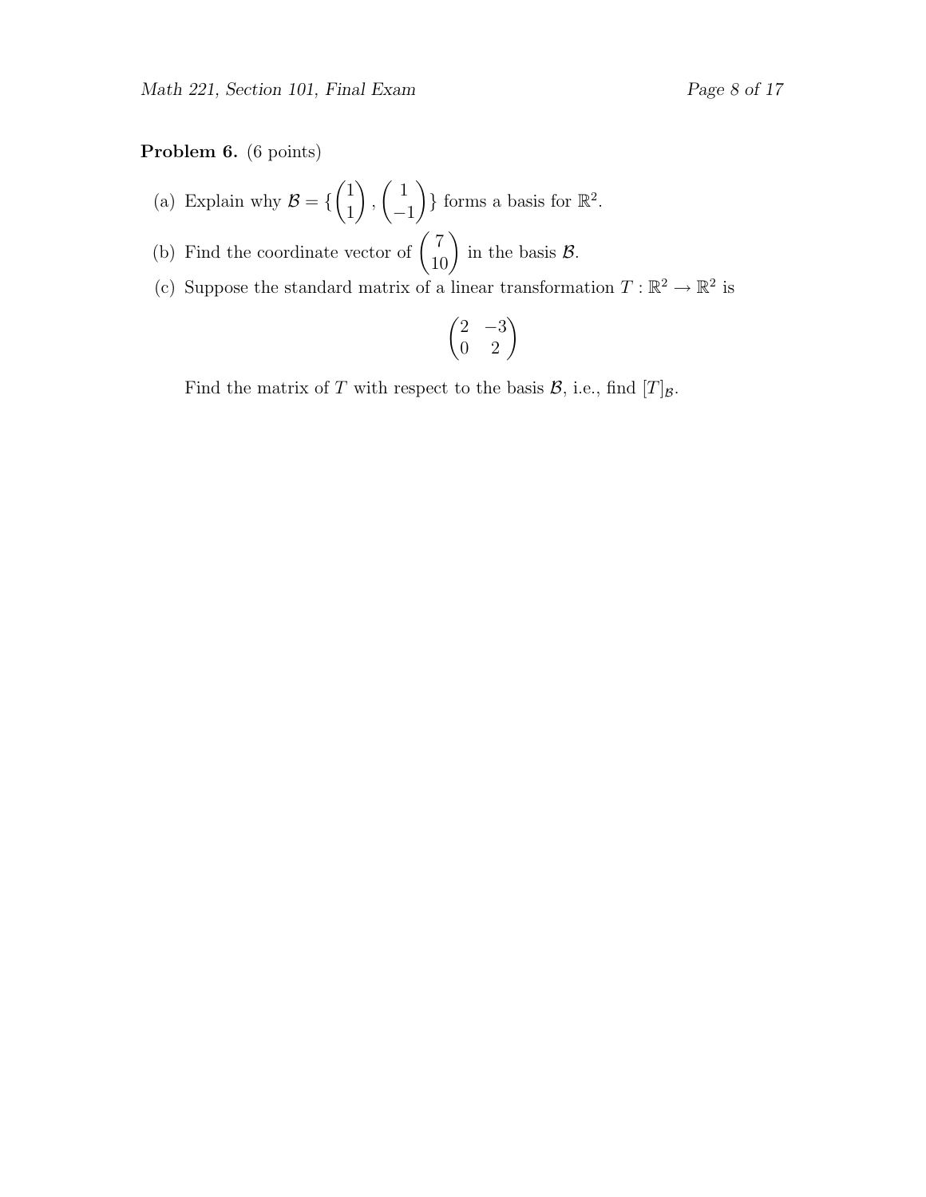**Problem 6.** (6 points)

(a) Explain why $\mathcal{B} = \{ \begin{pmatrix} 1 \\ 1 \end{pmatrix}, \begin{pmatrix} 1 \\ -1 \end{pmatrix} \}$ forms a basis for $\mathbb{R}^2$.

(b) Find the coordinate vector of $\begin{pmatrix} 7 \\ 10 \end{pmatrix}$ in the basis $\mathcal{B}$.

(c) Suppose the standard matrix of a linear transformation $T : \mathbb{R}^2 \to \mathbb{R}^2$ is

$$\begin{pmatrix} 2 & -3 \\ 0 & 2 \end{pmatrix}$$

Find the matrix of $T$ with respect to the basis $\mathcal{B}$, i.e., find $[T]_{\mathcal{B}}$.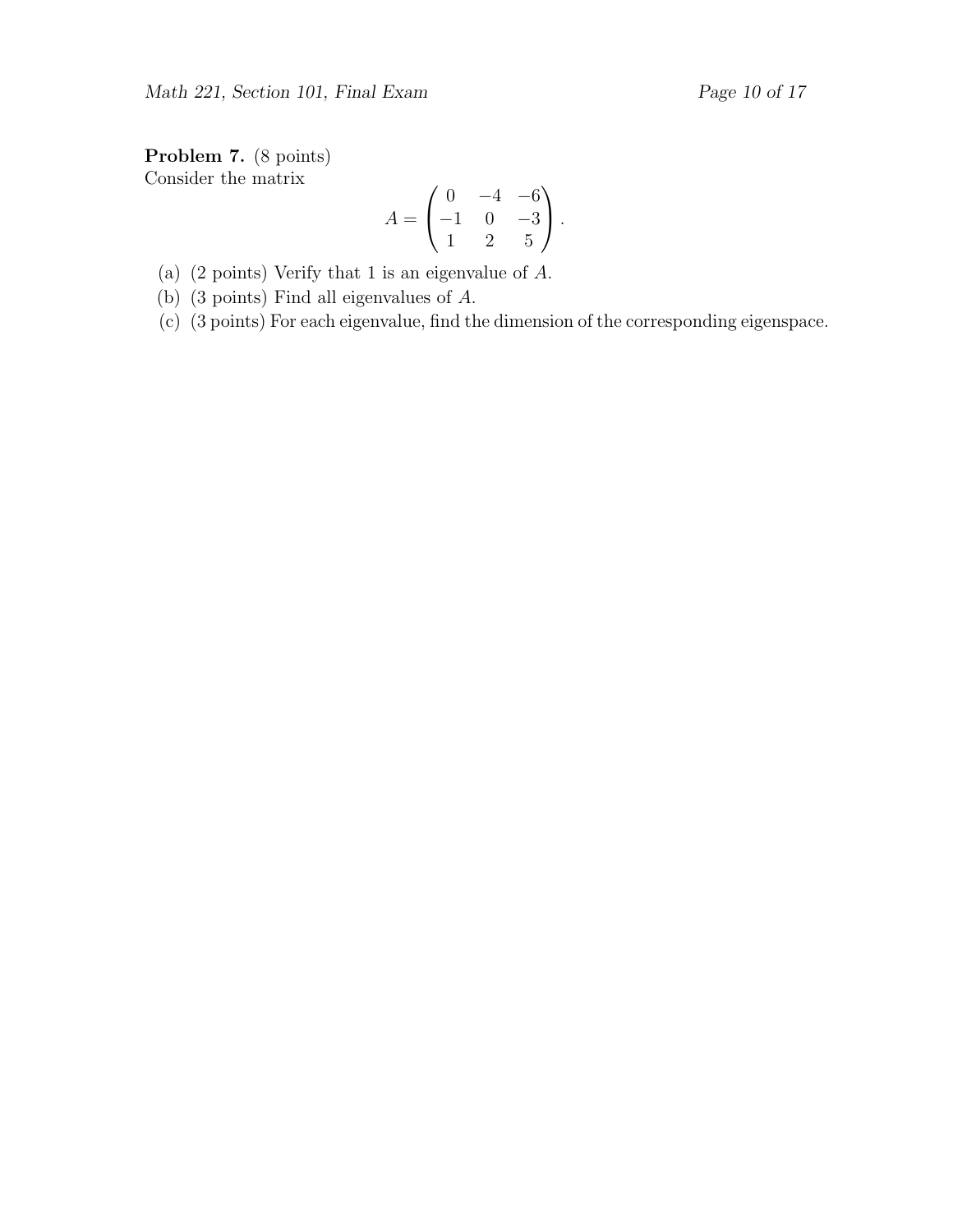**Problem 7.** (8 points)
Consider the matrix

$$A = \begin{pmatrix} 0 & -4 & -6 \\ -1 & 0 & -3 \\ 1 & 2 & 5 \end{pmatrix}.$$

(a) (2 points) Verify that 1 is an eigenvalue of $A$.

(b) (3 points) Find all eigenvalues of $A$.

(c) (3 points) For each eigenvalue, find the dimension of the corresponding eigenspace.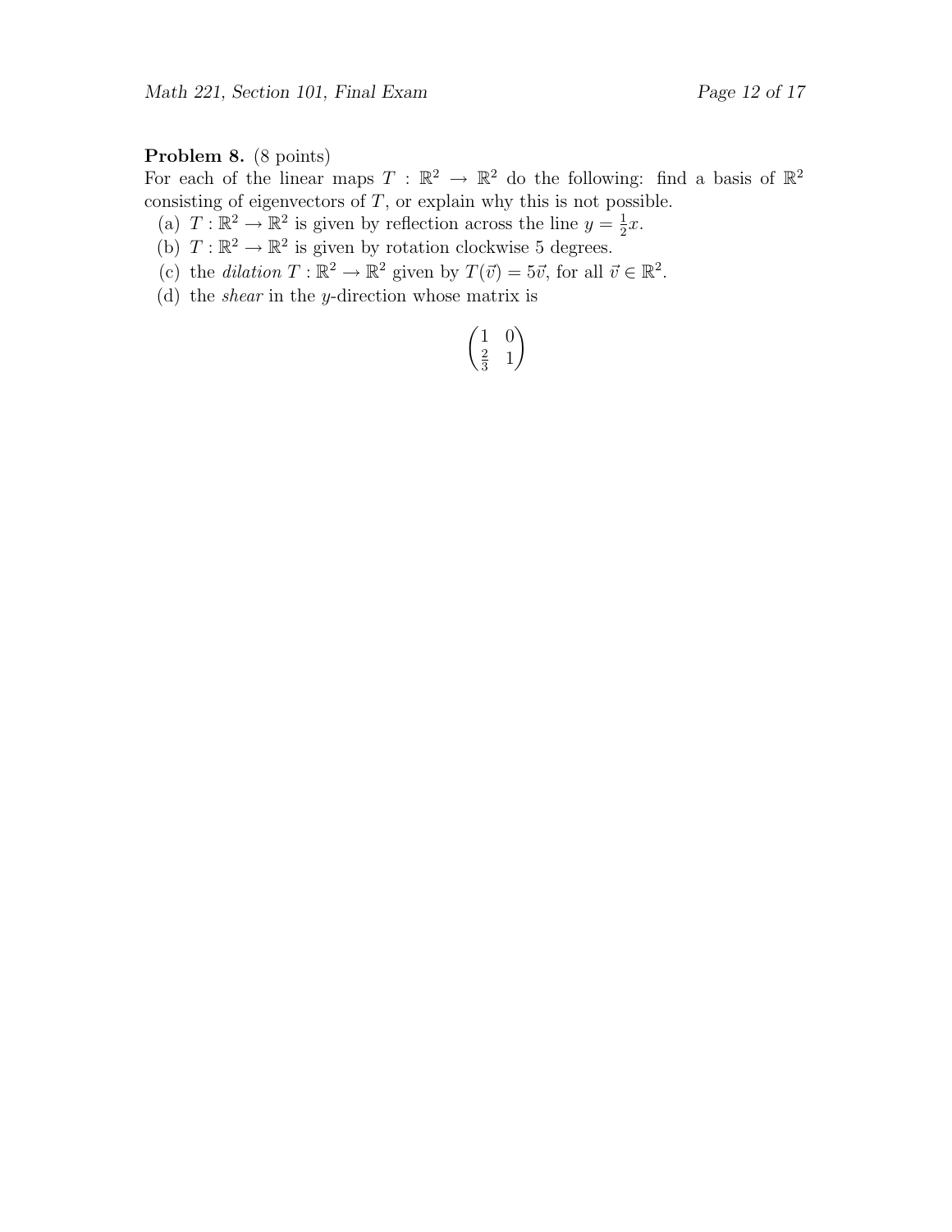**Problem 8.** (8 points)
For each of the linear maps $T : \mathbb{R}^2 \to \mathbb{R}^2$ do the following: find a basis of $\mathbb{R}^2$ consisting of eigenvectors of $T$, or explain why this is not possible.

(a) $T : \mathbb{R}^2 \to \mathbb{R}^2$ is given by reflection across the line $y = \frac{1}{2}x$.

(b) $T : \mathbb{R}^2 \to \mathbb{R}^2$ is given by rotation clockwise 5 degrees.

(c) the *dilation* $T : \mathbb{R}^2 \to \mathbb{R}^2$ given by $T(\vec{v}) = 5\vec{v}$, for all $\vec{v} \in \mathbb{R}^2$.

(d) the *shear* in the $y$-direction whose matrix is

$$\begin{pmatrix} 1 & 0 \\ \frac{2}{3} & 1 \end{pmatrix}$$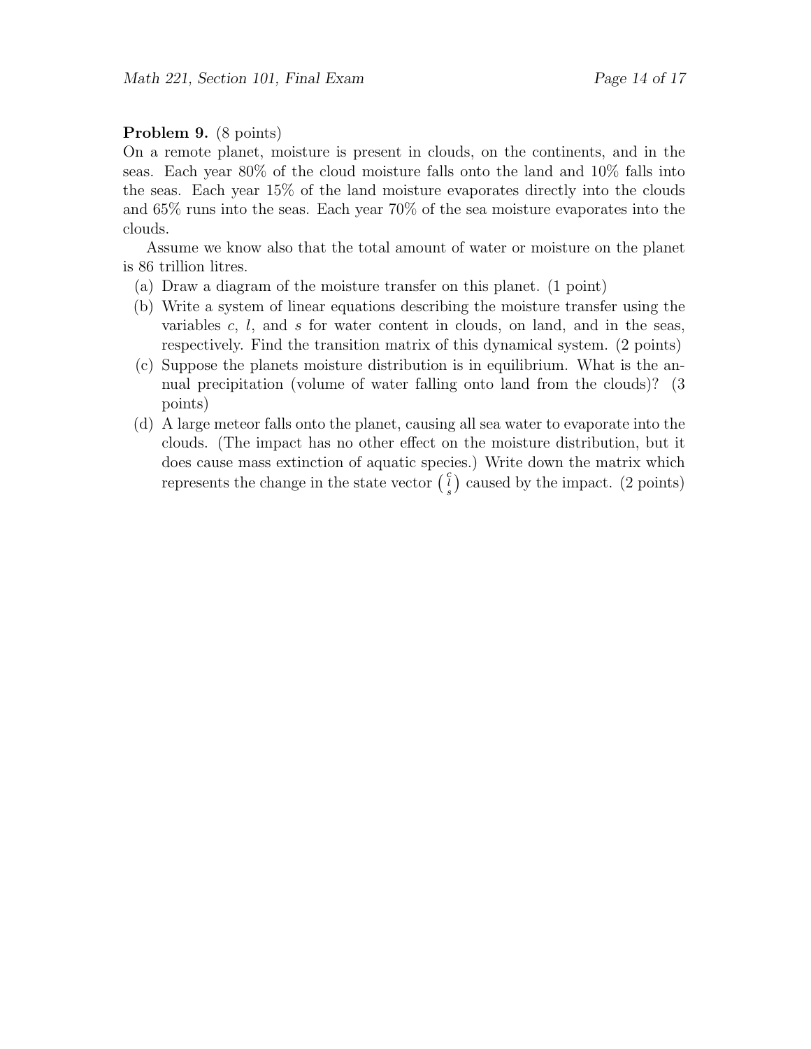**Problem 9.** (8 points)
On a remote planet, moisture is present in clouds, on the continents, and in the seas. Each year 80% of the cloud moisture falls onto the land and 10% falls into the seas. Each year 15% of the land moisture evaporates directly into the clouds and 65% runs into the seas. Each year 70% of the sea moisture evaporates into the clouds.

Assume we know also that the total amount of water or moisture on the planet is 86 trillion litres.

(a) Draw a diagram of the moisture transfer on this planet. (1 point)

(b) Write a system of linear equations describing the moisture transfer using the variables $c$, $l$, and $s$ for water content in clouds, on land, and in the seas, respectively. Find the transition matrix of this dynamical system. (2 points)

(c) Suppose the planets moisture distribution is in equilibrium. What is the annual precipitation (volume of water falling onto land from the clouds)? (3 points)

(d) A large meteor falls onto the planet, causing all sea water to evaporate into the clouds. (The impact has no other effect on the moisture distribution, but it does cause mass extinction of aquatic species.) Write down the matrix which represents the change in the state vector $\left(\begin{smallmatrix} c \\ l \\ s \end{smallmatrix}\right)$ caused by the impact. (2 points)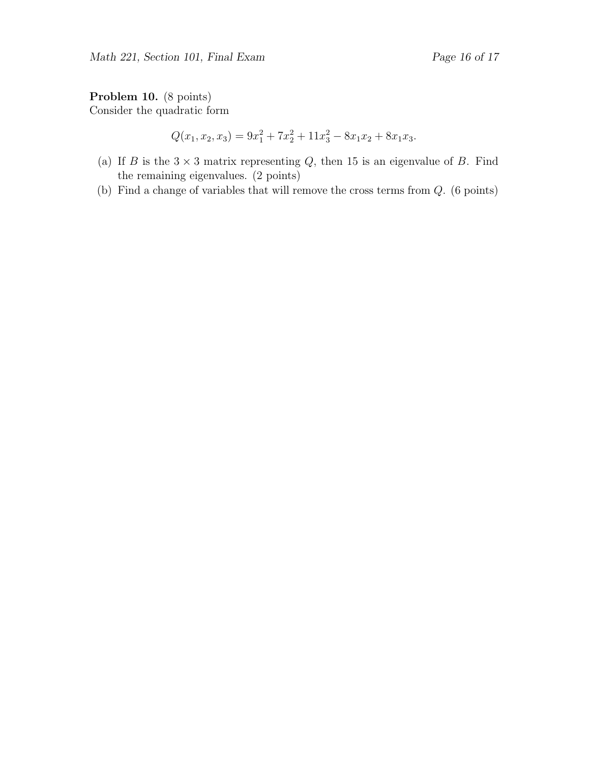**Problem 10.** (8 points)
Consider the quadratic form

$$Q(x_1, x_2, x_3) = 9x_1^2 + 7x_2^2 + 11x_3^2 - 8x_1x_2 + 8x_1x_3.$$

(a) If $B$ is the $3 \times 3$ matrix representing $Q$, then 15 is an eigenvalue of $B$. Find the remaining eigenvalues. (2 points)

(b) Find a change of variables that will remove the cross terms from $Q$. (6 points)